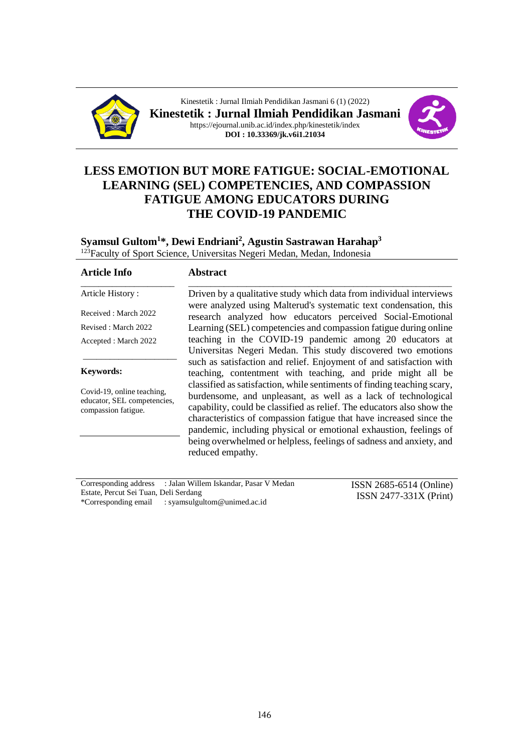Kinestetik : Jurnal Ilmiah Pendidikan Jasmani 6 (1) (2022)

**Kinestetik : Jurnal Ilmiah Pendidikan Jasmani**

https://ejournal.unib.ac.id/index.php/kinestetik/index

**DOI : 10.33369/jk.v6i1.21034**

# LESS EMOTION BUT MORE FATIGUE: SOCIAL-EMOTIONAL LEARNING (SEL) COMPETENCIES, AND COMPASSION FATIGUE AMONG EDUCATORS DURING THE COVID-19 PANDEMIC

**Syamsul Gultom[1]*, Dewi Endriani[2], Agustin Sastrawan Harahap[3]**

[123]Faculty of Sport Science, Universitas Negeri Medan, Medan, Indonesia

**Article Info**

Article History :

Received : March 2022

Revised : March 2022

Accepted : March 2022

**Keywords:**

Covid-19, online teaching, educator, SEL competencies, compassion fatigue.

**Abstract**

Driven by a qualitative study which data from individual interviews were analyzed using Malterud's systematic text condensation, this research analyzed how educators perceived Social-Emotional Learning (SEL) competencies and compassion fatigue during online teaching in the COVID-19 pandemic among 20 educators at Universitas Negeri Medan. This study discovered two emotions such as satisfaction and relief. Enjoyment of and satisfaction with teaching, contentment with teaching, and pride might all be classified as satisfaction, while sentiments of finding teaching scary, burdensome, and unpleasant, as well as a lack of technological capability, could be classified as relief. The educators also show the characteristics of compassion fatigue that have increased since the pandemic, including physical or emotional exhaustion, feelings of being overwhelmed or helpless, feelings of sadness and anxiety, and reduced empathy.

Corresponding address : Jalan Willem Iskandar, Pasar V Medan Estate, Percut Sei Tuan, Deli Serdang
*Corresponding email : syamsulgultom@unimed.ac.id

ISSN 2685-6514 (Online)
ISSN 2477-331X (Print)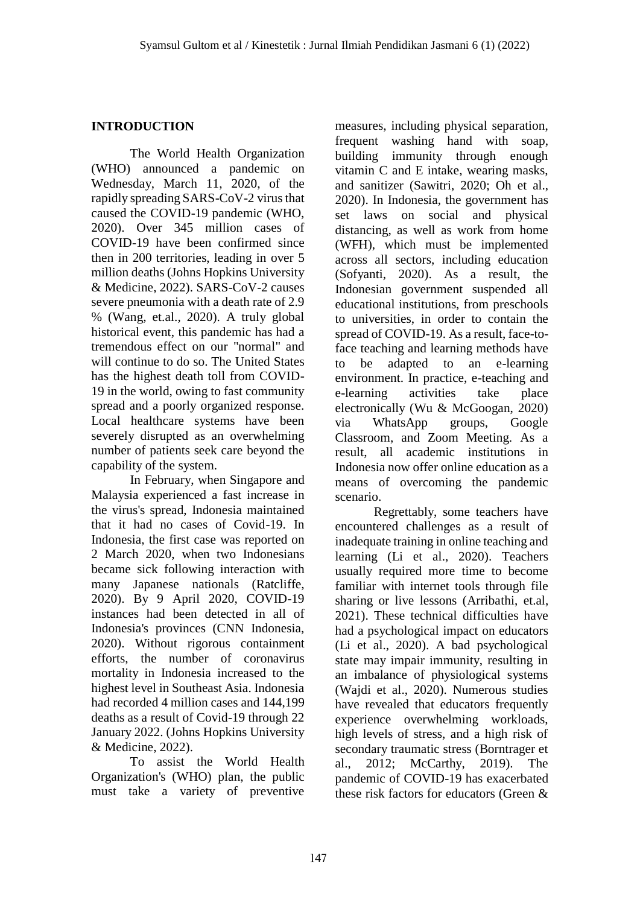## INTRODUCTION

The World Health Organization (WHO) announced a pandemic on Wednesday, March 11, 2020, of the rapidly spreading SARS-CoV-2 virus that caused the COVID-19 pandemic (WHO, 2020). Over 345 million cases of COVID-19 have been confirmed since then in 200 territories, leading in over 5 million deaths (Johns Hopkins University & Medicine, 2022). SARS-CoV-2 causes severe pneumonia with a death rate of 2.9 % (Wang, et.al., 2020). A truly global historical event, this pandemic has had a tremendous effect on our "normal" and will continue to do so. The United States has the highest death toll from COVID-19 in the world, owing to fast community spread and a poorly organized response. Local healthcare systems have been severely disrupted as an overwhelming number of patients seek care beyond the capability of the system.

In February, when Singapore and Malaysia experienced a fast increase in the virus's spread, Indonesia maintained that it had no cases of Covid-19. In Indonesia, the first case was reported on 2 March 2020, when two Indonesians became sick following interaction with many Japanese nationals (Ratcliffe, 2020). By 9 April 2020, COVID-19 instances had been detected in all of Indonesia's provinces (CNN Indonesia, 2020). Without rigorous containment efforts, the number of coronavirus mortality in Indonesia increased to the highest level in Southeast Asia. Indonesia had recorded 4 million cases and 144,199 deaths as a result of Covid-19 through 22 January 2022. (Johns Hopkins University & Medicine, 2022).

To assist the World Health Organization's (WHO) plan, the public must take a variety of preventive measures, including physical separation, frequent washing hand with soap, building immunity through enough vitamin C and E intake, wearing masks, and sanitizer (Sawitri, 2020; Oh et al., 2020). In Indonesia, the government has set laws on social and physical distancing, as well as work from home (WFH), which must be implemented across all sectors, including education (Sofyanti, 2020). As a result, the Indonesian government suspended all educational institutions, from preschools to universities, in order to contain the spread of COVID-19. As a result, face-to-face teaching and learning methods have to be adapted to an e-learning environment. In practice, e-teaching and e-learning activities take place electronically (Wu & McGoogan, 2020) via WhatsApp groups, Google Classroom, and Zoom Meeting. As a result, all academic institutions in Indonesia now offer online education as a means of overcoming the pandemic scenario.

Regrettably, some teachers have encountered challenges as a result of inadequate training in online teaching and learning (Li et al., 2020). Teachers usually required more time to become familiar with internet tools through file sharing or live lessons (Arribathi, et.al, 2021). These technical difficulties have had a psychological impact on educators (Li et al., 2020). A bad psychological state may impair immunity, resulting in an imbalance of physiological systems (Wajdi et al., 2020). Numerous studies have revealed that educators frequently experience overwhelming workloads, high levels of stress, and a high risk of secondary traumatic stress (Borntrager et al., 2012; McCarthy, 2019). The pandemic of COVID-19 has exacerbated these risk factors for educators (Green &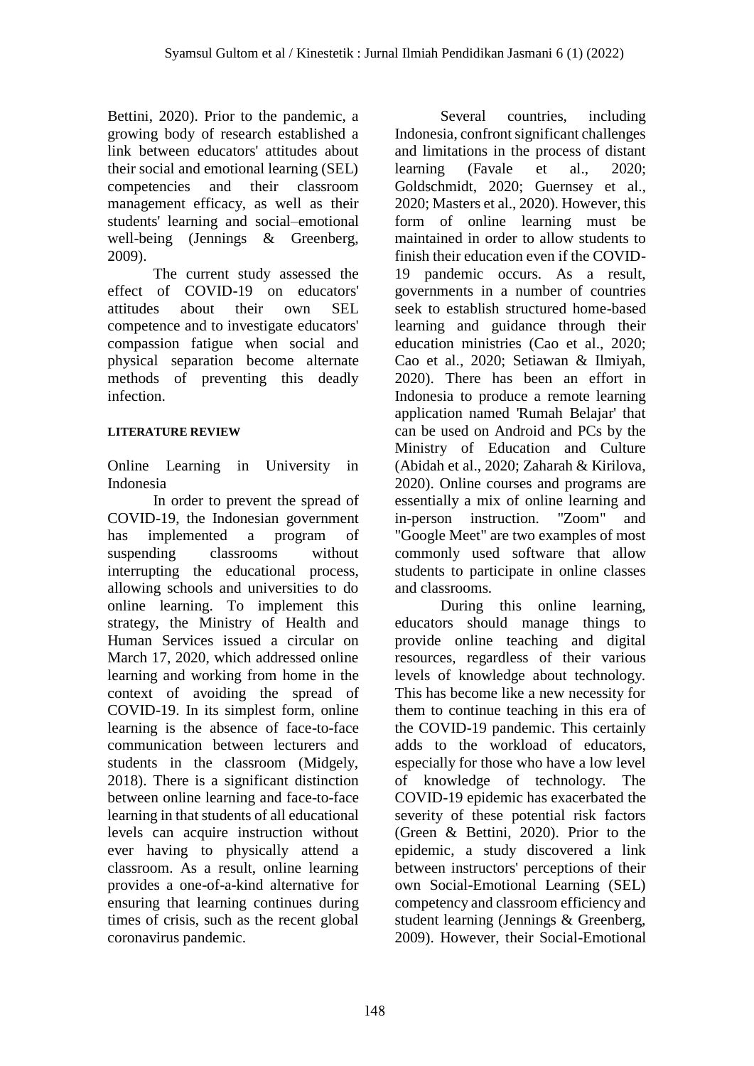Bettini, 2020). Prior to the pandemic, a growing body of research established a link between educators' attitudes about their social and emotional learning (SEL) competencies and their classroom management efficacy, as well as their students' learning and social–emotional well-being (Jennings & Greenberg, 2009).

The current study assessed the effect of COVID-19 on educators' attitudes about their own SEL competence and to investigate educators' compassion fatigue when social and physical separation become alternate methods of preventing this deadly infection.

## LITERATURE REVIEW

### Online Learning in University in Indonesia

In order to prevent the spread of COVID-19, the Indonesian government has implemented a program of suspending classrooms without interrupting the educational process, allowing schools and universities to do online learning. To implement this strategy, the Ministry of Health and Human Services issued a circular on March 17, 2020, which addressed online learning and working from home in the context of avoiding the spread of COVID-19. In its simplest form, online learning is the absence of face-to-face communication between lecturers and students in the classroom (Midgely, 2018). There is a significant distinction between online learning and face-to-face learning in that students of all educational levels can acquire instruction without ever having to physically attend a classroom. As a result, online learning provides a one-of-a-kind alternative for ensuring that learning continues during times of crisis, such as the recent global coronavirus pandemic.

Several countries, including Indonesia, confront significant challenges and limitations in the process of distant learning (Favale et al., 2020; Goldschmidt, 2020; Guernsey et al., 2020; Masters et al., 2020). However, this form of online learning must be maintained in order to allow students to finish their education even if the COVID-19 pandemic occurs. As a result, governments in a number of countries seek to establish structured home-based learning and guidance through their education ministries (Cao et al., 2020; Cao et al., 2020; Setiawan & Ilmiyah, 2020). There has been an effort in Indonesia to produce a remote learning application named 'Rumah Belajar' that can be used on Android and PCs by the Ministry of Education and Culture (Abidah et al., 2020; Zaharah & Kirilova, 2020). Online courses and programs are essentially a mix of online learning and in-person instruction. "Zoom" and "Google Meet" are two examples of most commonly used software that allow students to participate in online classes and classrooms.

During this online learning, educators should manage things to provide online teaching and digital resources, regardless of their various levels of knowledge about technology. This has become like a new necessity for them to continue teaching in this era of the COVID-19 pandemic. This certainly adds to the workload of educators, especially for those who have a low level of knowledge of technology. The COVID-19 epidemic has exacerbated the severity of these potential risk factors (Green & Bettini, 2020). Prior to the epidemic, a study discovered a link between instructors' perceptions of their own Social-Emotional Learning (SEL) competency and classroom efficiency and student learning (Jennings & Greenberg, 2009). However, their Social-Emotional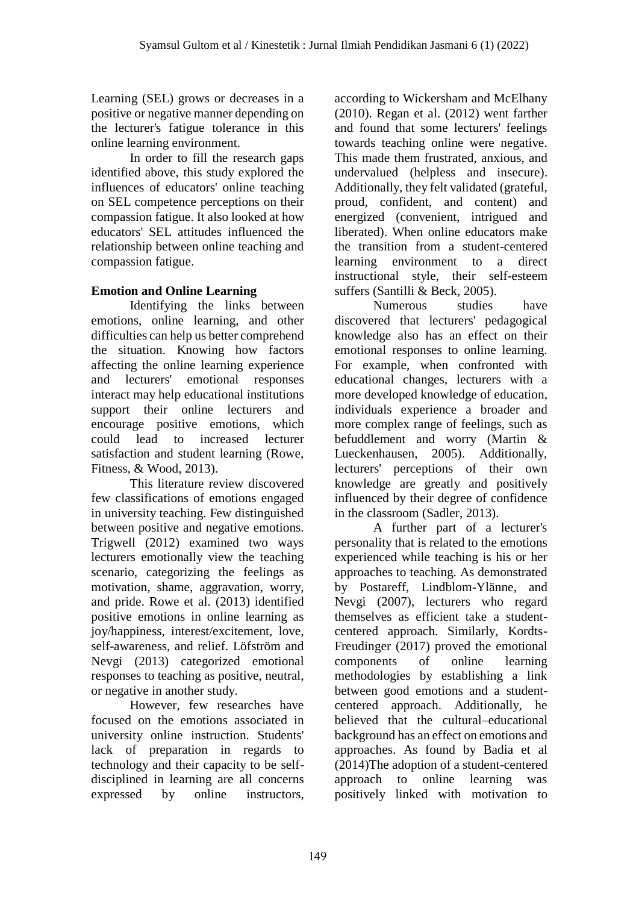Learning (SEL) grows or decreases in a positive or negative manner depending on the lecturer's fatigue tolerance in this online learning environment.

In order to fill the research gaps identified above, this study explored the influences of educators' online teaching on SEL competence perceptions on their compassion fatigue. It also looked at how educators' SEL attitudes influenced the relationship between online teaching and compassion fatigue.

## Emotion and Online Learning

Identifying the links between emotions, online learning, and other difficulties can help us better comprehend the situation. Knowing how factors affecting the online learning experience and lecturers' emotional responses interact may help educational institutions support their online lecturers and encourage positive emotions, which could lead to increased lecturer satisfaction and student learning (Rowe, Fitness, & Wood, 2013).

This literature review discovered few classifications of emotions engaged in university teaching. Few distinguished between positive and negative emotions. Trigwell (2012) examined two ways lecturers emotionally view the teaching scenario, categorizing the feelings as motivation, shame, aggravation, worry, and pride. Rowe et al. (2013) identified positive emotions in online learning as joy/happiness, interest/excitement, love, self-awareness, and relief. Löfström and Nevgi (2013) categorized emotional responses to teaching as positive, neutral, or negative in another study.

However, few researches have focused on the emotions associated in university online instruction. Students' lack of preparation in regards to technology and their capacity to be self-disciplined in learning are all concerns expressed by online instructors, according to Wickersham and McElhany (2010). Regan et al. (2012) went farther and found that some lecturers' feelings towards teaching online were negative. This made them frustrated, anxious, and undervalued (helpless and insecure). Additionally, they felt validated (grateful, proud, confident, and content) and energized (convenient, intrigued and liberated). When online educators make the transition from a student-centered learning environment to a direct instructional style, their self-esteem suffers (Santilli & Beck, 2005).

Numerous studies have discovered that lecturers' pedagogical knowledge also has an effect on their emotional responses to online learning. For example, when confronted with educational changes, lecturers with a more developed knowledge of education, individuals experience a broader and more complex range of feelings, such as befuddlement and worry (Martin & Lueckenhausen, 2005). Additionally, lecturers' perceptions of their own knowledge are greatly and positively influenced by their degree of confidence in the classroom (Sadler, 2013).

A further part of a lecturer's personality that is related to the emotions experienced while teaching is his or her approaches to teaching. As demonstrated by Postareff, Lindblom-Ylänne, and Nevgi (2007), lecturers who regard themselves as efficient take a student-centered approach. Similarly, Kordts-Freudinger (2017) proved the emotional components of online learning methodologies by establishing a link between good emotions and a student-centered approach. Additionally, he believed that the cultural–educational background has an effect on emotions and approaches. As found by Badia et al (2014)The adoption of a student-centered approach to online learning was positively linked with motivation to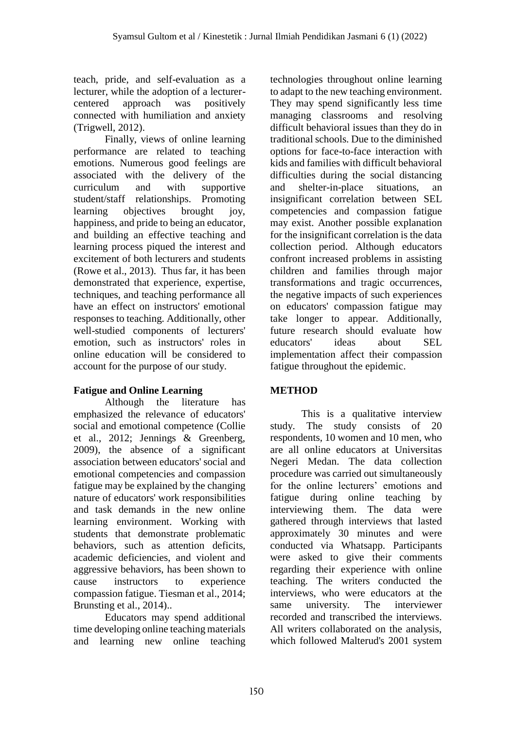teach, pride, and self-evaluation as a lecturer, while the adoption of a lecturer-centered approach was positively connected with humiliation and anxiety (Trigwell, 2012).

Finally, views of online learning performance are related to teaching emotions. Numerous good feelings are associated with the delivery of the curriculum and with supportive student/staff relationships. Promoting learning objectives brought joy, happiness, and pride to being an educator, and building an effective teaching and learning process piqued the interest and excitement of both lecturers and students (Rowe et al., 2013). Thus far, it has been demonstrated that experience, expertise, techniques, and teaching performance all have an effect on instructors' emotional responses to teaching. Additionally, other well-studied components of lecturers' emotion, such as instructors' roles in online education will be considered to account for the purpose of our study.

## Fatigue and Online Learning

Although the literature has emphasized the relevance of educators' social and emotional competence (Collie et al., 2012; Jennings & Greenberg, 2009), the absence of a significant association between educators' social and emotional competencies and compassion fatigue may be explained by the changing nature of educators' work responsibilities and task demands in the new online learning environment. Working with students that demonstrate problematic behaviors, such as attention deficits, academic deficiencies, and violent and aggressive behaviors, has been shown to cause instructors to experience compassion fatigue. Tiesman et al., 2014; Brunsting et al., 2014)..

Educators may spend additional time developing online teaching materials and learning new online teaching technologies throughout online learning to adapt to the new teaching environment. They may spend significantly less time managing classrooms and resolving difficult behavioral issues than they do in traditional schools. Due to the diminished options for face-to-face interaction with kids and families with difficult behavioral difficulties during the social distancing and shelter-in-place situations, an insignificant correlation between SEL competencies and compassion fatigue may exist. Another possible explanation for the insignificant correlation is the data collection period. Although educators confront increased problems in assisting children and families through major transformations and tragic occurrences, the negative impacts of such experiences on educators' compassion fatigue may take longer to appear. Additionally, future research should evaluate how educators' ideas about SEL implementation affect their compassion fatigue throughout the epidemic.

## METHOD

This is a qualitative interview study. The study consists of 20 respondents, 10 women and 10 men, who are all online educators at Universitas Negeri Medan. The data collection procedure was carried out simultaneously for the online lecturers' emotions and fatigue during online teaching by interviewing them. The data were gathered through interviews that lasted approximately 30 minutes and were conducted via Whatsapp. Participants were asked to give their comments regarding their experience with online teaching. The writers conducted the interviews, who were educators at the same university. The interviewer recorded and transcribed the interviews. All writers collaborated on the analysis, which followed Malterud's 2001 system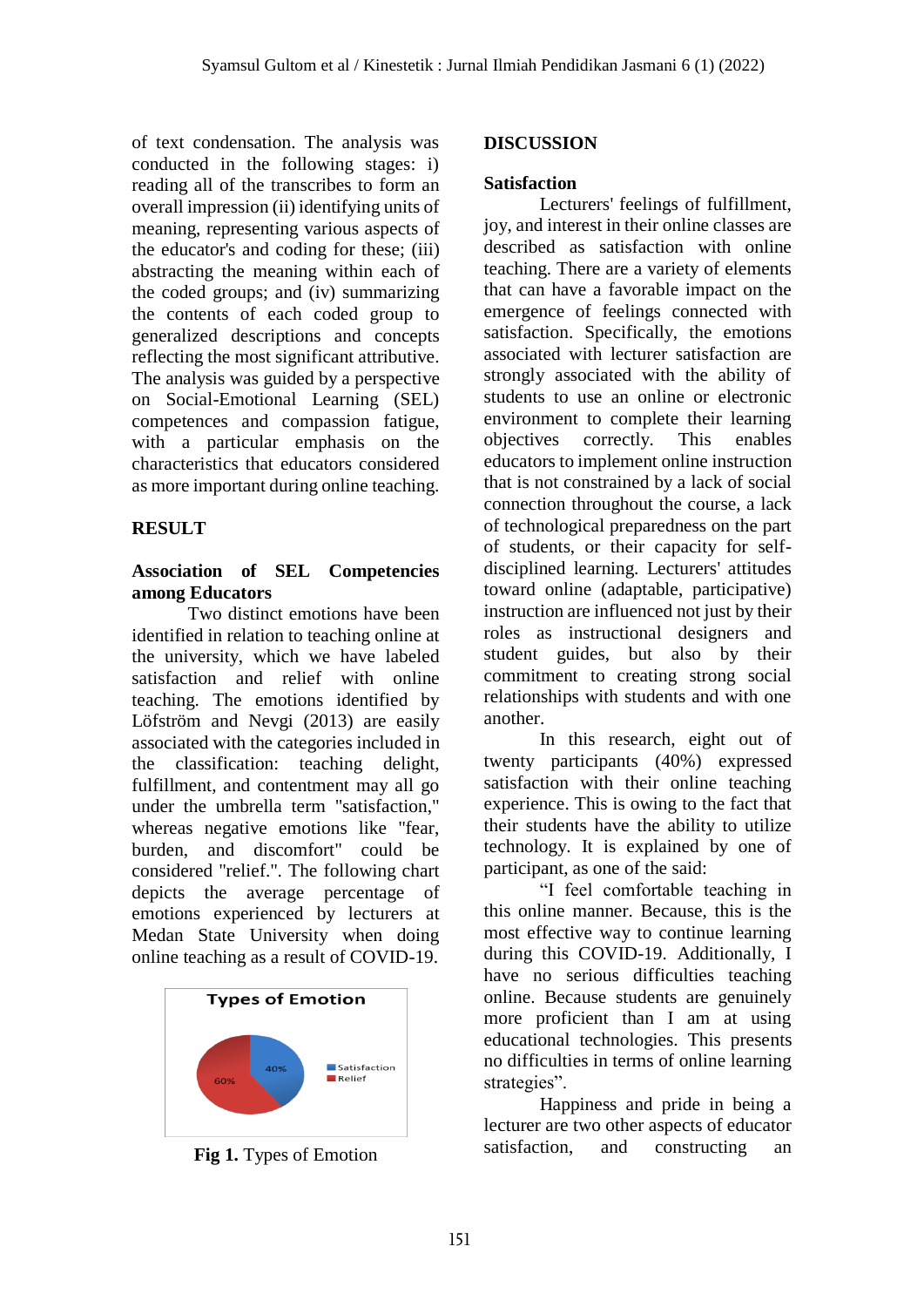of text condensation. The analysis was conducted in the following stages: i) reading all of the transcribes to form an overall impression (ii) identifying units of meaning, representing various aspects of the educator's and coding for these; (iii) abstracting the meaning within each of the coded groups; and (iv) summarizing the contents of each coded group to generalized descriptions and concepts reflecting the most significant attributive. The analysis was guided by a perspective on Social-Emotional Learning (SEL) competences and compassion fatigue, with a particular emphasis on the characteristics that educators considered as more important during online teaching.

## RESULT

### Association of SEL Competencies among Educators

Two distinct emotions have been identified in relation to teaching online at the university, which we have labeled satisfaction and relief with online teaching. The emotions identified by Löfström and Nevgi (2013) are easily associated with the categories included in the classification: teaching delight, fulfillment, and contentment may all go under the umbrella term "satisfaction," whereas negative emotions like "fear, burden, and discomfort" could be considered "relief.". The following chart depicts the average percentage of emotions experienced by lecturers at Medan State University when doing online teaching as a result of COVID-19.

Types of Emotion

| Type | Percentage |
|---|---|
| Satisfaction | 40% |
| Relief | 60% |

**Fig 1.** Types of Emotion

## DISCUSSION

### Satisfaction

Lecturers' feelings of fulfillment, joy, and interest in their online classes are described as satisfaction with online teaching. There are a variety of elements that can have a favorable impact on the emergence of feelings connected with satisfaction. Specifically, the emotions associated with lecturer satisfaction are strongly associated with the ability of students to use an online or electronic environment to complete their learning objectives correctly. This enables educators to implement online instruction that is not constrained by a lack of social connection throughout the course, a lack of technological preparedness on the part of students, or their capacity for self-disciplined learning. Lecturers' attitudes toward online (adaptable, participative) instruction are influenced not just by their roles as instructional designers and student guides, but also by their commitment to creating strong social relationships with students and with one another.

In this research, eight out of twenty participants (40%) expressed satisfaction with their online teaching experience. This is owing to the fact that their students have the ability to utilize technology. It is explained by one of participant, as one of the said:

"I feel comfortable teaching in this online manner. Because, this is the most effective way to continue learning during this COVID-19. Additionally, I have no serious difficulties teaching online. Because students are genuinely more proficient than I am at using educational technologies. This presents no difficulties in terms of online learning strategies".

Happiness and pride in being a lecturer are two other aspects of educator satisfaction, and constructing an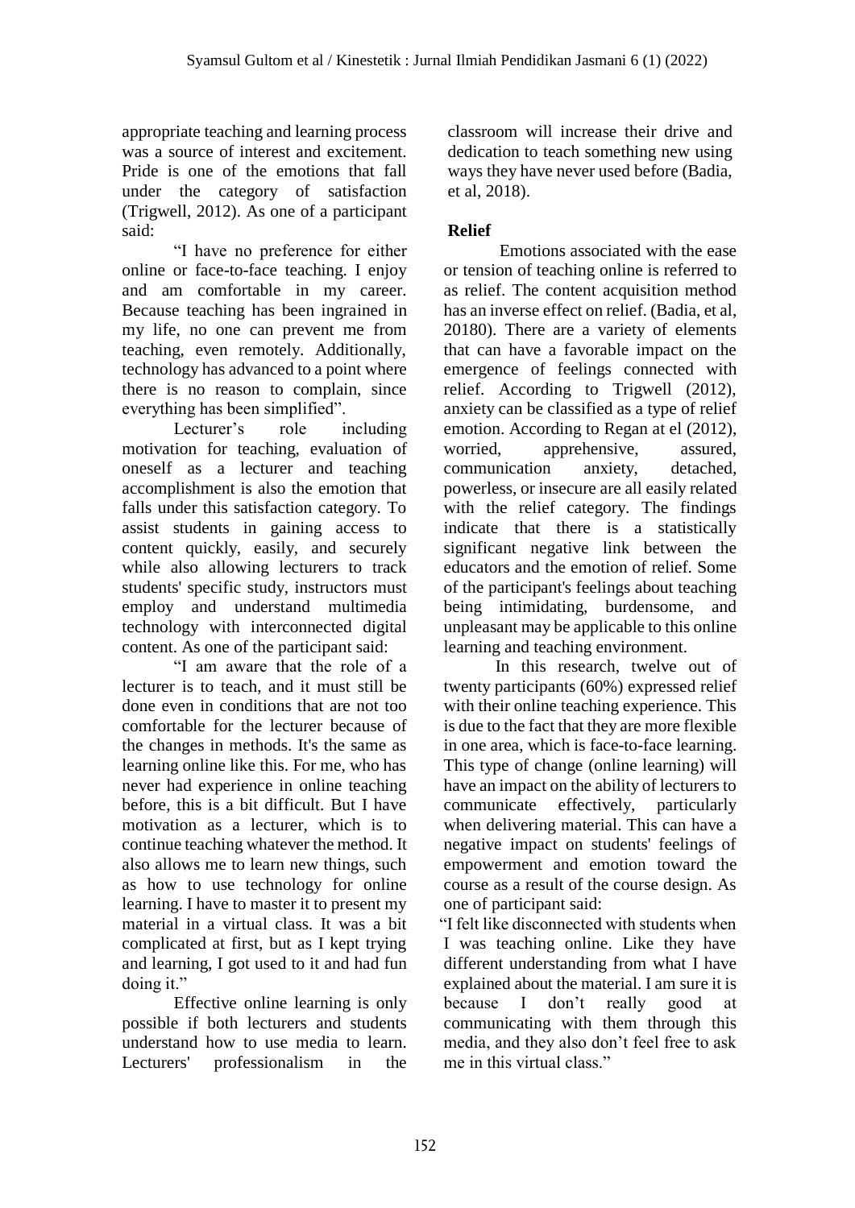appropriate teaching and learning process was a source of interest and excitement. Pride is one of the emotions that fall under the category of satisfaction (Trigwell, 2012). As one of a participant said:

"I have no preference for either online or face-to-face teaching. I enjoy and am comfortable in my career. Because teaching has been ingrained in my life, no one can prevent me from teaching, even remotely. Additionally, technology has advanced to a point where there is no reason to complain, since everything has been simplified".

Lecturer's role including motivation for teaching, evaluation of oneself as a lecturer and teaching accomplishment is also the emotion that falls under this satisfaction category. To assist students in gaining access to content quickly, easily, and securely while also allowing lecturers to track students' specific study, instructors must employ and understand multimedia technology with interconnected digital content. As one of the participant said:

"I am aware that the role of a lecturer is to teach, and it must still be done even in conditions that are not too comfortable for the lecturer because of the changes in methods. It's the same as learning online like this. For me, who has never had experience in online teaching before, this is a bit difficult. But I have motivation as a lecturer, which is to continue teaching whatever the method. It also allows me to learn new things, such as how to use technology for online learning. I have to master it to present my material in a virtual class. It was a bit complicated at first, but as I kept trying and learning, I got used to it and had fun doing it."

Effective online learning is only possible if both lecturers and students understand how to use media to learn. Lecturers' professionalism in the classroom will increase their drive and dedication to teach something new using ways they have never used before (Badia, et al, 2018).

**Relief**

Emotions associated with the ease or tension of teaching online is referred to as relief. The content acquisition method has an inverse effect on relief. (Badia, et al, 20180). There are a variety of elements that can have a favorable impact on the emergence of feelings connected with relief. According to Trigwell (2012), anxiety can be classified as a type of relief emotion. According to Regan at el (2012), worried, apprehensive, assured, communication anxiety, detached, powerless, or insecure are all easily related with the relief category. The findings indicate that there is a statistically significant negative link between the educators and the emotion of relief. Some of the participant's feelings about teaching being intimidating, burdensome, and unpleasant may be applicable to this online learning and teaching environment.

In this research, twelve out of twenty participants (60%) expressed relief with their online teaching experience. This is due to the fact that they are more flexible in one area, which is face-to-face learning. This type of change (online learning) will have an impact on the ability of lecturers to communicate effectively, particularly when delivering material. This can have a negative impact on students' feelings of empowerment and emotion toward the course as a result of the course design. As one of participant said:

"I felt like disconnected with students when I was teaching online. Like they have different understanding from what I have explained about the material. I am sure it is because I don't really good at communicating with them through this media, and they also don't feel free to ask me in this virtual class."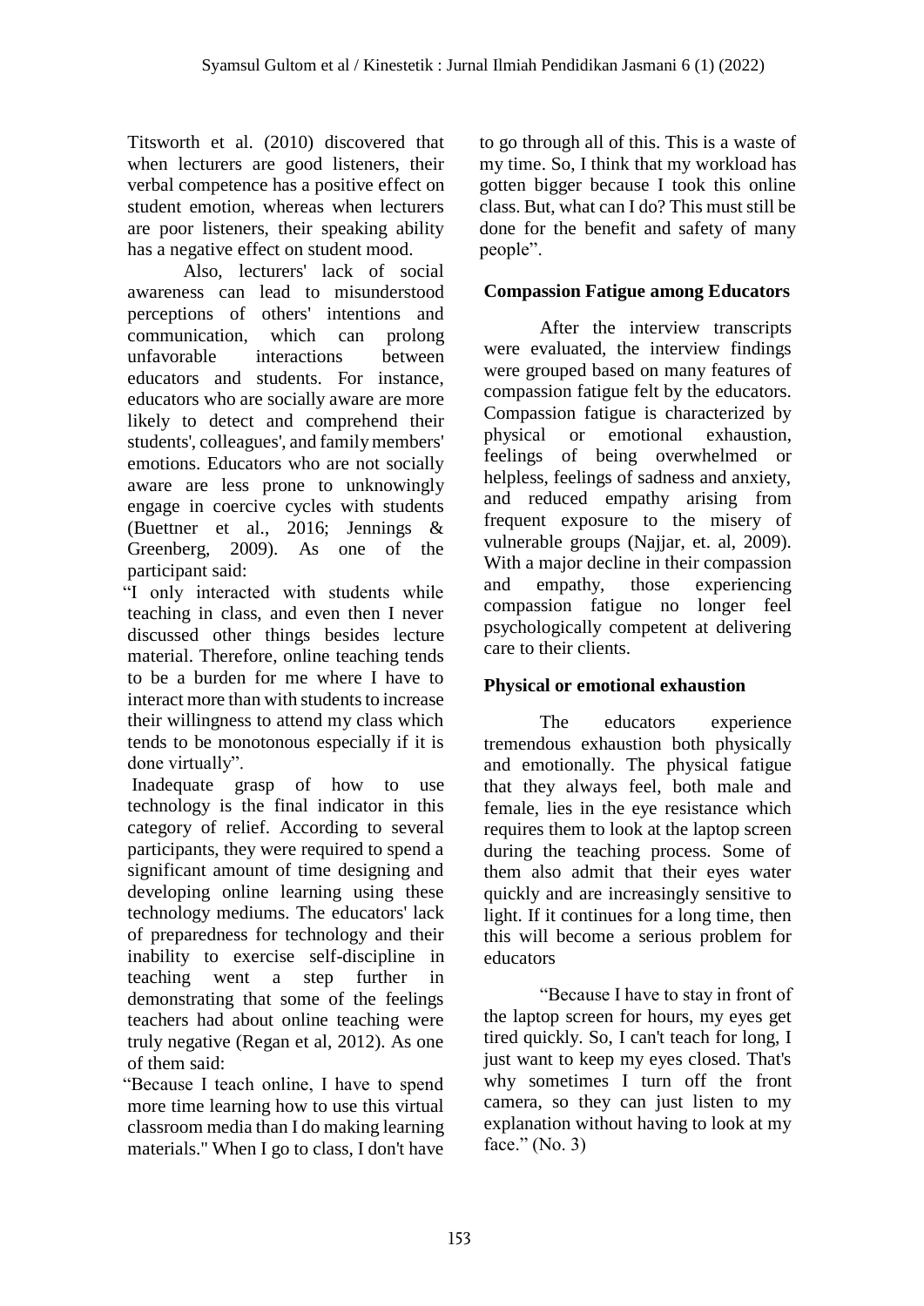Titsworth et al. (2010) discovered that when lecturers are good listeners, their verbal competence has a positive effect on student emotion, whereas when lecturers are poor listeners, their speaking ability has a negative effect on student mood.

Also, lecturers' lack of social awareness can lead to misunderstood perceptions of others' intentions and communication, which can prolong unfavorable interactions between educators and students. For instance, educators who are socially aware are more likely to detect and comprehend their students', colleagues', and family members' emotions. Educators who are not socially aware are less prone to unknowingly engage in coercive cycles with students (Buettner et al., 2016; Jennings & Greenberg, 2009). As one of the participant said:

"I only interacted with students while teaching in class, and even then I never discussed other things besides lecture material. Therefore, online teaching tends to be a burden for me where I have to interact more than with students to increase their willingness to attend my class which tends to be monotonous especially if it is done virtually".

Inadequate grasp of how to use technology is the final indicator in this category of relief. According to several participants, they were required to spend a significant amount of time designing and developing online learning using these technology mediums. The educators' lack of preparedness for technology and their inability to exercise self-discipline in teaching went a step further in demonstrating that some of the feelings teachers had about online teaching were truly negative (Regan et al, 2012). As one of them said:

"Because I teach online, I have to spend more time learning how to use this virtual classroom media than I do making learning materials." When I go to class, I don't have to go through all of this. This is a waste of my time. So, I think that my workload has gotten bigger because I took this online class. But, what can I do? This must still be done for the benefit and safety of many people".

**Compassion Fatigue among Educators**

After the interview transcripts were evaluated, the interview findings were grouped based on many features of compassion fatigue felt by the educators. Compassion fatigue is characterized by physical or emotional exhaustion, feelings of being overwhelmed or helpless, feelings of sadness and anxiety, and reduced empathy arising from frequent exposure to the misery of vulnerable groups (Najjar, et. al, 2009). With a major decline in their compassion and empathy, those experiencing compassion fatigue no longer feel psychologically competent at delivering care to their clients.

**Physical or emotional exhaustion**

The educators experience tremendous exhaustion both physically and emotionally. The physical fatigue that they always feel, both male and female, lies in the eye resistance which requires them to look at the laptop screen during the teaching process. Some of them also admit that their eyes water quickly and are increasingly sensitive to light. If it continues for a long time, then this will become a serious problem for educators

"Because I have to stay in front of the laptop screen for hours, my eyes get tired quickly. So, I can't teach for long, I just want to keep my eyes closed. That's why sometimes I turn off the front camera, so they can just listen to my explanation without having to look at my face." (No. 3)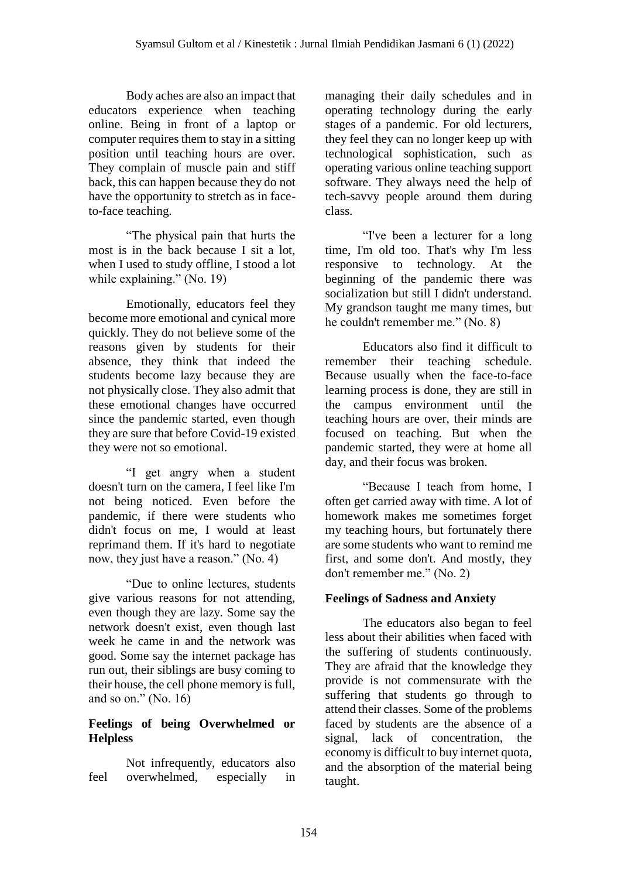Body aches are also an impact that educators experience when teaching online. Being in front of a laptop or computer requires them to stay in a sitting position until teaching hours are over. They complain of muscle pain and stiff back, this can happen because they do not have the opportunity to stretch as in face-to-face teaching.

"The physical pain that hurts the most is in the back because I sit a lot, when I used to study offline, I stood a lot while explaining." (No. 19)

Emotionally, educators feel they become more emotional and cynical more quickly. They do not believe some of the reasons given by students for their absence, they think that indeed the students become lazy because they are not physically close. They also admit that these emotional changes have occurred since the pandemic started, even though they are sure that before Covid-19 existed they were not so emotional.

"I get angry when a student doesn't turn on the camera, I feel like I'm not being noticed. Even before the pandemic, if there were students who didn't focus on me, I would at least reprimand them. If it's hard to negotiate now, they just have a reason." (No. 4)

"Due to online lectures, students give various reasons for not attending, even though they are lazy. Some say the network doesn't exist, even though last week he came in and the network was good. Some say the internet package has run out, their siblings are busy coming to their house, the cell phone memory is full, and so on." (No. 16)

**Feelings of being Overwhelmed or Helpless**

Not infrequently, educators also feel overwhelmed, especially in managing their daily schedules and in operating technology during the early stages of a pandemic. For old lecturers, they feel they can no longer keep up with technological sophistication, such as operating various online teaching support software. They always need the help of tech-savvy people around them during class.

"I've been a lecturer for a long time, I'm old too. That's why I'm less responsive to technology. At the beginning of the pandemic there was socialization but still I didn't understand. My grandson taught me many times, but he couldn't remember me." (No. 8)

Educators also find it difficult to remember their teaching schedule. Because usually when the face-to-face learning process is done, they are still in the campus environment until the teaching hours are over, their minds are focused on teaching. But when the pandemic started, they were at home all day, and their focus was broken.

"Because I teach from home, I often get carried away with time. A lot of homework makes me sometimes forget my teaching hours, but fortunately there are some students who want to remind me first, and some don't. And mostly, they don't remember me." (No. 2)

**Feelings of Sadness and Anxiety**

The educators also began to feel less about their abilities when faced with the suffering of students continuously. They are afraid that the knowledge they provide is not commensurate with the suffering that students go through to attend their classes. Some of the problems faced by students are the absence of a signal, lack of concentration, the economy is difficult to buy internet quota, and the absorption of the material being taught.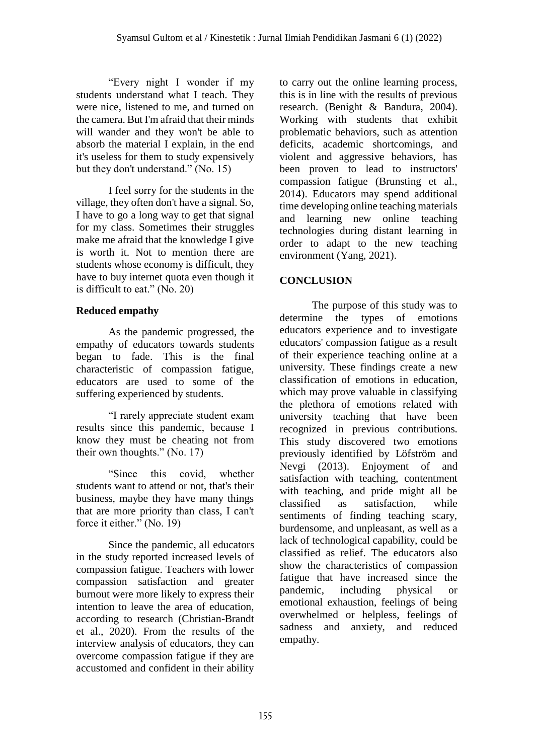"Every night I wonder if my students understand what I teach. They were nice, listened to me, and turned on the camera. But I'm afraid that their minds will wander and they won't be able to absorb the material I explain, in the end it's useless for them to study expensively but they don't understand." (No. 15)

I feel sorry for the students in the village, they often don't have a signal. So, I have to go a long way to get that signal for my class. Sometimes their struggles make me afraid that the knowledge I give is worth it. Not to mention there are students whose economy is difficult, they have to buy internet quota even though it is difficult to eat." (No. 20)

**Reduced empathy**

As the pandemic progressed, the empathy of educators towards students began to fade. This is the final characteristic of compassion fatigue, educators are used to some of the suffering experienced by students.

"I rarely appreciate student exam results since this pandemic, because I know they must be cheating not from their own thoughts." (No. 17)

"Since this covid, whether students want to attend or not, that's their business, maybe they have many things that are more priority than class, I can't force it either." (No. 19)

Since the pandemic, all educators in the study reported increased levels of compassion fatigue. Teachers with lower compassion satisfaction and greater burnout were more likely to express their intention to leave the area of education, according to research (Christian-Brandt et al., 2020). From the results of the interview analysis of educators, they can overcome compassion fatigue if they are accustomed and confident in their ability to carry out the online learning process, this is in line with the results of previous research. (Benight & Bandura, 2004). Working with students that exhibit problematic behaviors, such as attention deficits, academic shortcomings, and violent and aggressive behaviors, has been proven to lead to instructors' compassion fatigue (Brunsting et al., 2014). Educators may spend additional time developing online teaching materials and learning new online teaching technologies during distant learning in order to adapt to the new teaching environment (Yang, 2021).

## CONCLUSION

The purpose of this study was to determine the types of emotions educators experience and to investigate educators' compassion fatigue as a result of their experience teaching online at a university. These findings create a new classification of emotions in education, which may prove valuable in classifying the plethora of emotions related with university teaching that have been recognized in previous contributions. This study discovered two emotions previously identified by Löfström and Nevgi (2013). Enjoyment of and satisfaction with teaching, contentment with teaching, and pride might all be classified as satisfaction, while sentiments of finding teaching scary, burdensome, and unpleasant, as well as a lack of technological capability, could be classified as relief. The educators also show the characteristics of compassion fatigue that have increased since the pandemic, including physical or emotional exhaustion, feelings of being overwhelmed or helpless, feelings of sadness and anxiety, and reduced empathy.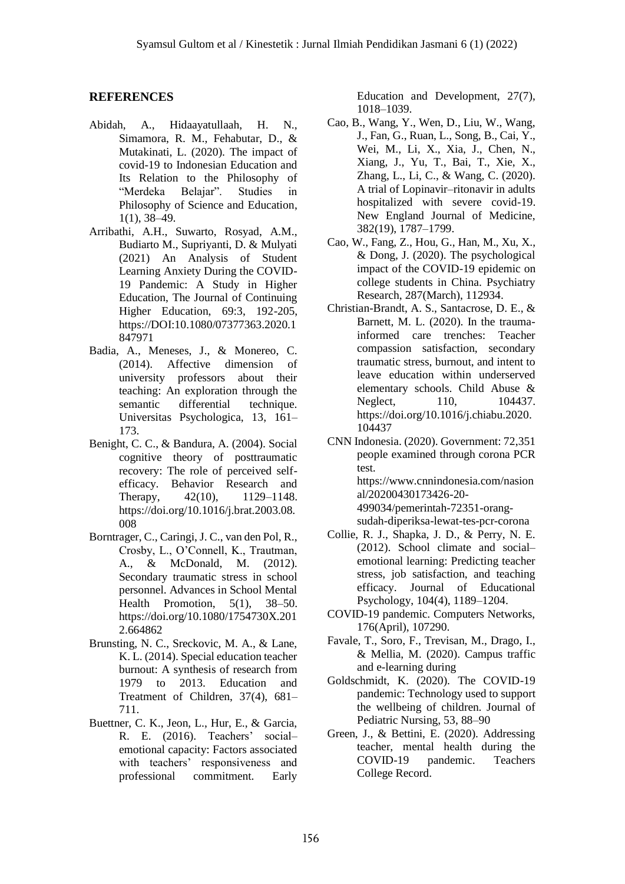## REFERENCES

Abidah, A., Hidaayatullaah, H. N., Simamora, R. M., Fehabutar, D., & Mutakinati, L. (2020). The impact of covid-19 to Indonesian Education and Its Relation to the Philosophy of "Merdeka Belajar". Studies in Philosophy of Science and Education, 1(1), 38–49.

Arribathi, A.H., Suwarto, Rosyad, A.M., Budiarto M., Supriyanti, D. & Mulyati (2021) An Analysis of Student Learning Anxiety During the COVID-19 Pandemic: A Study in Higher Education, The Journal of Continuing Higher Education, 69:3, 192-205, https://DOI:10.1080/07377363.2020.1847971

Badia, A., Meneses, J., & Monereo, C. (2014). Affective dimension of university professors about their teaching: An exploration through the semantic differential technique. Universitas Psychologica, 13, 161–173.

Benight, C. C., & Bandura, A. (2004). Social cognitive theory of posttraumatic recovery: The role of perceived self-efficacy. Behavior Research and Therapy, 42(10), 1129–1148. https://doi.org/10.1016/j.brat.2003.08.008

Borntrager, C., Caringi, J. C., van den Pol, R., Crosby, L., O'Connell, K., Trautman, A., & McDonald, M. (2012). Secondary traumatic stress in school personnel. Advances in School Mental Health Promotion, 5(1), 38–50. https://doi.org/10.1080/1754730X.2012.664862

Brunsting, N. C., Sreckovic, M. A., & Lane, K. L. (2014). Special education teacher burnout: A synthesis of research from 1979 to 2013. Education and Treatment of Children, 37(4), 681–711.

Buettner, C. K., Jeon, L., Hur, E., & Garcia, R. E. (2016). Teachers' social–emotional capacity: Factors associated with teachers' responsiveness and professional commitment. Early Education and Development, 27(7), 1018–1039.

Cao, B., Wang, Y., Wen, D., Liu, W., Wang, J., Fan, G., Ruan, L., Song, B., Cai, Y., Wei, M., Li, X., Xia, J., Chen, N., Xiang, J., Yu, T., Bai, T., Xie, X., Zhang, L., Li, C., & Wang, C. (2020). A trial of Lopinavir–ritonavir in adults hospitalized with severe covid-19. New England Journal of Medicine, 382(19), 1787–1799.

Cao, W., Fang, Z., Hou, G., Han, M., Xu, X., & Dong, J. (2020). The psychological impact of the COVID-19 epidemic on college students in China. Psychiatry Research, 287(March), 112934.

Christian-Brandt, A. S., Santacrose, D. E., & Barnett, M. L. (2020). In the trauma-informed care trenches: Teacher compassion satisfaction, secondary traumatic stress, burnout, and intent to leave education within underserved elementary schools. Child Abuse & Neglect, 110, 104437. https://doi.org/10.1016/j.chiabu.2020.104437

CNN Indonesia. (2020). Government: 72,351 people examined through corona PCR test. https://www.cnnindonesia.com/nasional/20200430173426-20-499034/pemerintah-72351-orang-sudah-diperiksa-lewat-tes-pcr-corona

Collie, R. J., Shapka, J. D., & Perry, N. E. (2012). School climate and social–emotional learning: Predicting teacher stress, job satisfaction, and teaching efficacy. Journal of Educational Psychology, 104(4), 1189–1204.

COVID-19 pandemic. Computers Networks, 176(April), 107290.

Favale, T., Soro, F., Trevisan, M., Drago, I., & Mellia, M. (2020). Campus traffic and e-learning during

Goldschmidt, K. (2020). The COVID-19 pandemic: Technology used to support the wellbeing of children. Journal of Pediatric Nursing, 53, 88–90

Green, J., & Bettini, E. (2020). Addressing teacher, mental health during the COVID-19 pandemic. Teachers College Record.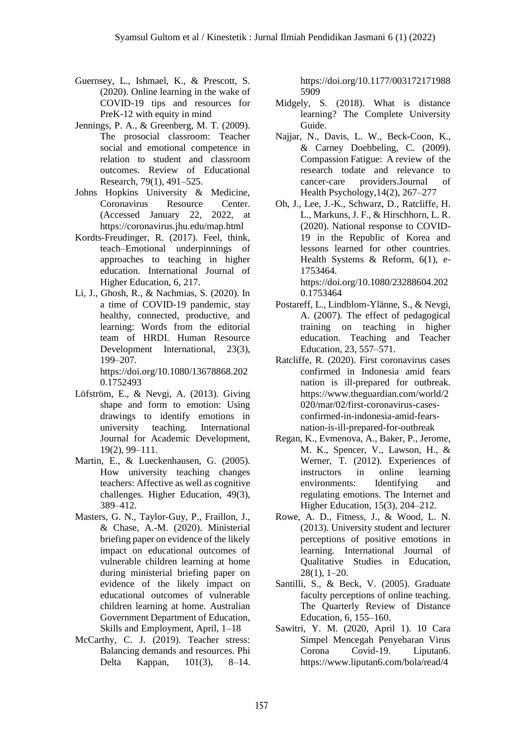Guernsey, L., Ishmael, K., & Prescott, S. (2020). Online learning in the wake of COVID-19 tips and resources for PreK-12 with equity in mind

Jennings, P. A., & Greenberg, M. T. (2009). The prosocial classroom: Teacher social and emotional competence in relation to student and classroom outcomes. Review of Educational Research, 79(1), 491–525.

Johns Hopkins University & Medicine, Coronavirus Resource Center. (Accessed January 22, 2022, at https://coronavirus.jhu.edu/map.html

Kordts-Freudinger, R. (2017). Feel, think, teach–Emotional underpinnings of approaches to teaching in higher education. International Journal of Higher Education, 6, 217.

Li, J., Ghosh, R., & Nachmias, S. (2020). In a time of COVID-19 pandemic, stay healthy, connected, productive, and learning: Words from the editorial team of HRDI. Human Resource Development International, 23(3), 199–207. https://doi.org/10.1080/13678868.2020.1752493

Löfström, E., & Nevgi, A. (2013). Giving shape and form to emotion: Using drawings to identify emotions in university teaching. International Journal for Academic Development, 19(2), 99–111.

Martin, E., & Lueckenhausen, G. (2005). How university teaching changes teachers: Affective as well as cognitive challenges. Higher Education, 49(3), 389–412.

Masters, G. N., Taylor-Guy, P., Fraillon, J., & Chase, A.-M. (2020). Ministerial briefing paper on evidence of the likely impact on educational outcomes of vulnerable children learning at home during ministerial briefing paper on evidence of the likely impact on educational outcomes of vulnerable children learning at home. Australian Government Department of Education, Skills and Employment, April, 1–18

McCarthy, C. J. (2019). Teacher stress: Balancing demands and resources. Phi Delta Kappan, 101(3), 8–14. https://doi.org/10.1177/0031721719885909

Midgely, S. (2018). What is distance learning? The Complete University Guide.

Najjar, N., Davis, L. W., Beck-Coon, K., & Carney Doebbeling, C. (2009). Compassion Fatigue: A review of the research todate and relevance to cancer-care providers.Journal of Health Psychology,14(2), 267–277

Oh, J., Lee, J.-K., Schwarz, D., Ratcliffe, H. L., Markuns, J. F., & Hirschhorn, L. R. (2020). National response to COVID-19 in the Republic of Korea and lessons learned for other countries. Health Systems & Reform, 6(1), e-1753464. https://doi.org/10.1080/23288604.2020.1753464

Postareff, L., Lindblom-Ylänne, S., & Nevgi, A. (2007). The effect of pedagogical training on teaching in higher education. Teaching and Teacher Education, 23, 557–571.

Ratcliffe, R. (2020). First coronavirus cases confirmed in Indonesia amid fears nation is ill-prepared for outbreak. https://www.theguardian.com/world/2020/mar/02/first-coronavirus-cases-confirmed-in-indonesia-amid-fears-nation-is-ill-prepared-for-outbreak

Regan, K., Evmenova, A., Baker, P., Jerome, M. K., Spencer, V., Lawson, H., & Werner, T. (2012). Experiences of instructors in online learning environments: Identifying and regulating emotions. The Internet and Higher Education, 15(3), 204–212.

Rowe, A. D., Fitness, J., & Wood, L. N. (2013). University student and lecturer perceptions of positive emotions in learning. International Journal of Qualitative Studies in Education, 28(1), 1–20.

Santilli, S., & Beck, V. (2005). Graduate faculty perceptions of online teaching. The Quarterly Review of Distance Education, 6, 155–160.

Sawitri, Y. M. (2020, April 1). 10 Cara Simpel Mencegah Penyebaran Virus Corona Covid-19. Liputan6. https://www.liputan6.com/bola/read/4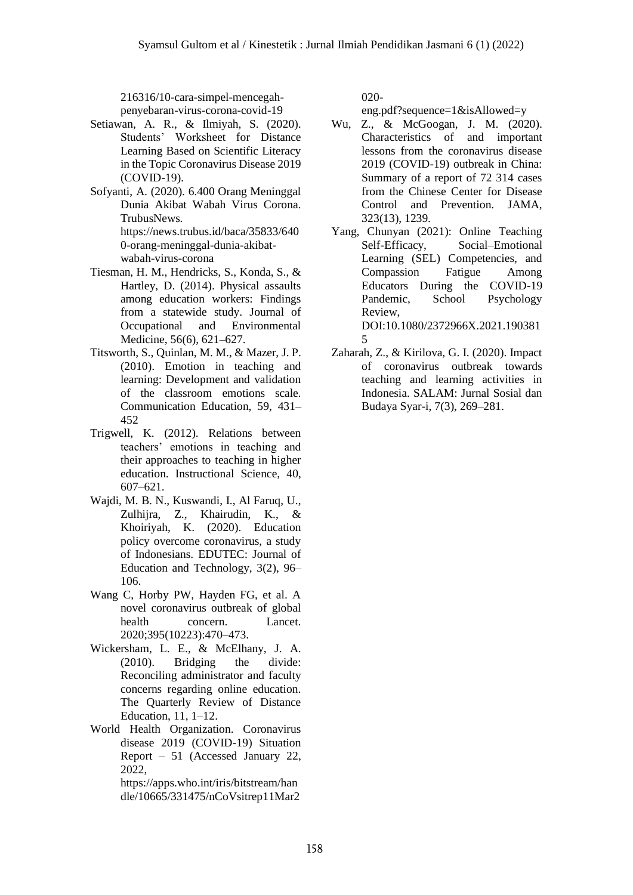216316/10-cara-simpel-mencegah-penyebaran-virus-corona-covid-19

Setiawan, A. R., & Ilmiyah, S. (2020). Students' Worksheet for Distance Learning Based on Scientific Literacy in the Topic Coronavirus Disease 2019 (COVID-19).

Sofyanti, A. (2020). 6.400 Orang Meninggal Dunia Akibat Wabah Virus Corona. TrubusNews. https://news.trubus.id/baca/35833/6400-orang-meninggal-dunia-akibat-wabah-virus-corona

Tiesman, H. M., Hendricks, S., Konda, S., & Hartley, D. (2014). Physical assaults among education workers: Findings from a statewide study. Journal of Occupational and Environmental Medicine, 56(6), 621–627.

Titsworth, S., Quinlan, M. M., & Mazer, J. P. (2010). Emotion in teaching and learning: Development and validation of the classroom emotions scale. Communication Education, 59, 431–452

Trigwell, K. (2012). Relations between teachers' emotions in teaching and their approaches to teaching in higher education. Instructional Science, 40, 607–621.

Wajdi, M. B. N., Kuswandi, I., Al Faruq, U., Zulhijra, Z., Khairudin, K., & Khoiriyah, K. (2020). Education policy overcome coronavirus, a study of Indonesians. EDUTEC: Journal of Education and Technology, 3(2), 96–106.

Wang C, Horby PW, Hayden FG, et al. A novel coronavirus outbreak of global health concern. Lancet. 2020;395(10223):470–473.

Wickersham, L. E., & McElhany, J. A. (2010). Bridging the divide: Reconciling administrator and faculty concerns regarding online education. The Quarterly Review of Distance Education, 11, 1–12.

World Health Organization. Coronavirus disease 2019 (COVID-19) Situation Report – 51 (Accessed January 22, 2022, https://apps.who.int/iris/bitstream/handle/10665/331475/nCoVsitrep11Mar2020-eng.pdf?sequence=1&isAllowed=y

Wu, Z., & McGoogan, J. M. (2020). Characteristics of and important lessons from the coronavirus disease 2019 (COVID-19) outbreak in China: Summary of a report of 72 314 cases from the Chinese Center for Disease Control and Prevention. JAMA, 323(13), 1239.

Yang, Chunyan (2021): Online Teaching Self-Efficacy, Social–Emotional Learning (SEL) Competencies, and Compassion Fatigue Among Educators During the COVID-19 Pandemic, School Psychology Review, DOI:10.1080/2372966X.2021.1903815

Zaharah, Z., & Kirilova, G. I. (2020). Impact of coronavirus outbreak towards teaching and learning activities in Indonesia. SALAM: Jurnal Sosial dan Budaya Syar-i, 7(3), 269–281.